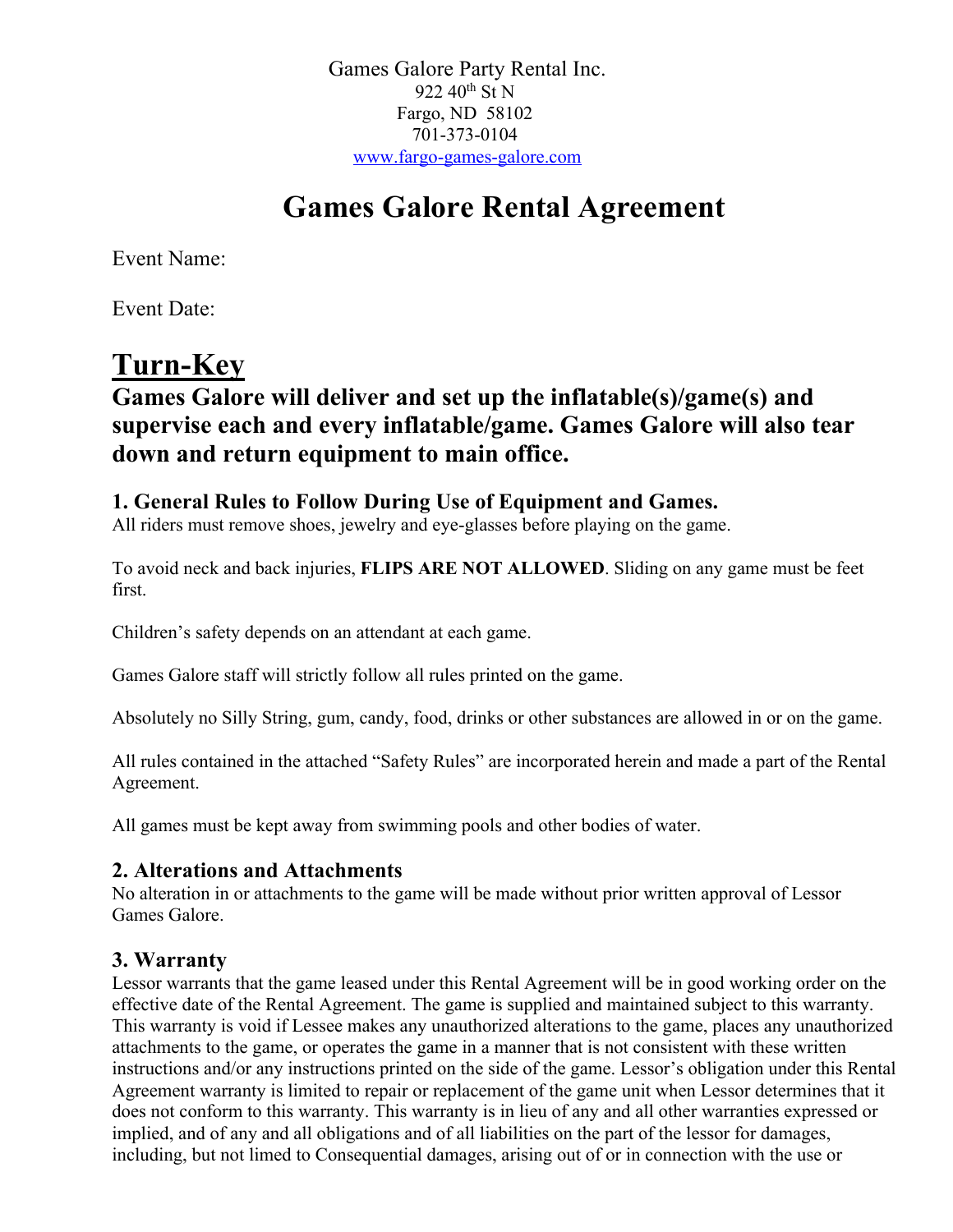Games Galore Party Rental Inc.
922 40th St N
Fargo, ND 58102
701-373-0104
www.fargo-games-galore.com

# Games Galore Rental Agreement

Event Name:

Event Date:

## Turn-Key

### Games Galore will deliver and set up the inflatable(s)/game(s) and supervise each and every inflatable/game. Games Galore will also tear down and return equipment to main office.

#### 1. General Rules to Follow During Use of Equipment and Games.

All riders must remove shoes, jewelry and eye-glasses before playing on the game.

To avoid neck and back injuries, **FLIPS ARE NOT ALLOWED**. Sliding on any game must be feet first.

Children's safety depends on an attendant at each game.

Games Galore staff will strictly follow all rules printed on the game.

Absolutely no Silly String, gum, candy, food, drinks or other substances are allowed in or on the game.

All rules contained in the attached "Safety Rules" are incorporated herein and made a part of the Rental Agreement.

All games must be kept away from swimming pools and other bodies of water.

#### 2. Alterations and Attachments

No alteration in or attachments to the game will be made without prior written approval of Lessor Games Galore.

#### 3. Warranty

Lessor warrants that the game leased under this Rental Agreement will be in good working order on the effective date of the Rental Agreement. The game is supplied and maintained subject to this warranty. This warranty is void if Lessee makes any unauthorized alterations to the game, places any unauthorized attachments to the game, or operates the game in a manner that is not consistent with these written instructions and/or any instructions printed on the side of the game. Lessor's obligation under this Rental Agreement warranty is limited to repair or replacement of the game unit when Lessor determines that it does not conform to this warranty. This warranty is in lieu of any and all other warranties expressed or implied, and of any and all obligations and of all liabilities on the part of the lessor for damages, including, but not limed to Consequential damages, arising out of or in connection with the use or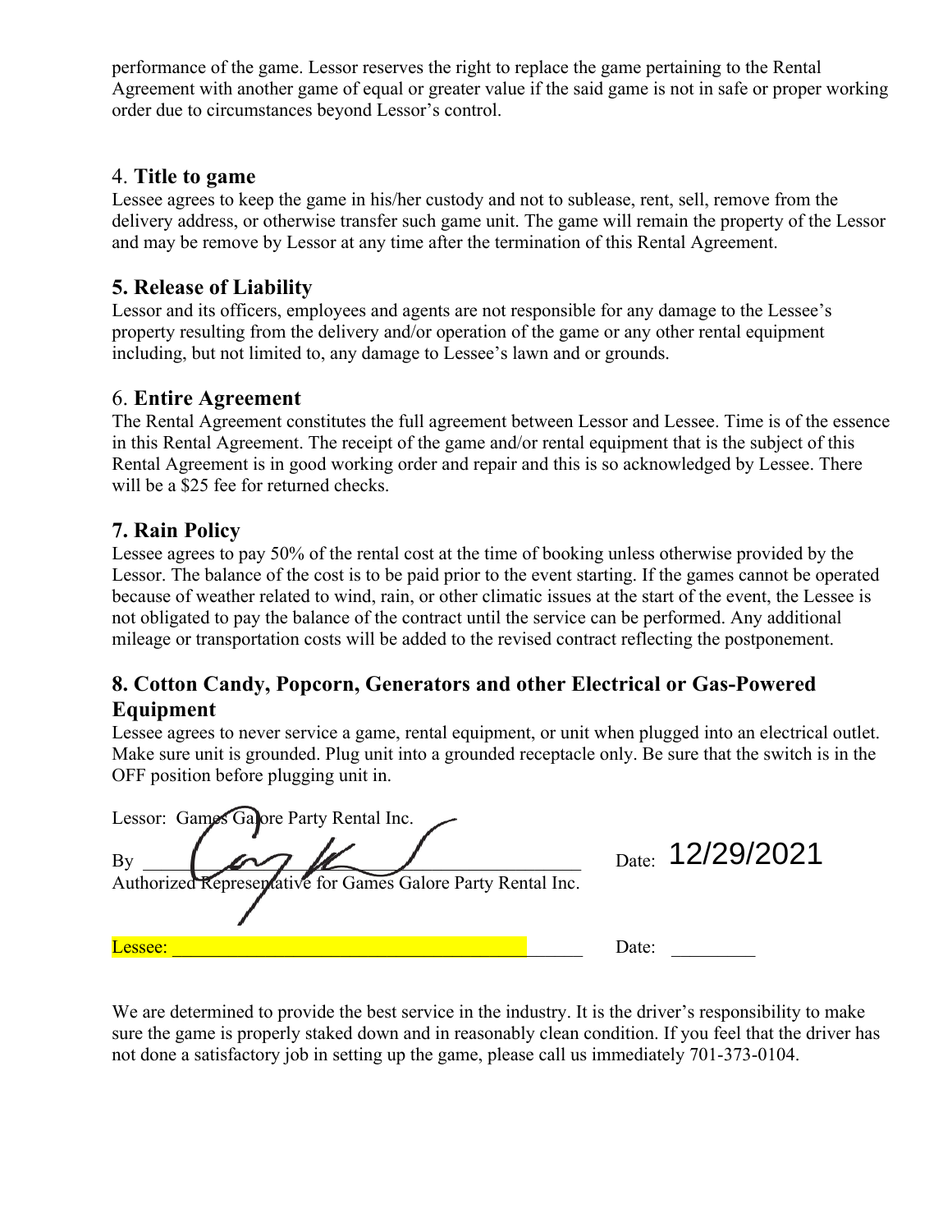performance of the game. Lessor reserves the right to replace the game pertaining to the Rental Agreement with another game of equal or greater value if the said game is not in safe or proper working order due to circumstances beyond Lessor's control.

### 4. **Title to game**

Lessee agrees to keep the game in his/her custody and not to sublease, rent, sell, remove from the delivery address, or otherwise transfer such game unit. The game will remain the property of the Lessor and may be remove by Lessor at any time after the termination of this Rental Agreement.

### 5. Release of Liability

Lessor and its officers, employees and agents are not responsible for any damage to the Lessee's property resulting from the delivery and/or operation of the game or any other rental equipment including, but not limited to, any damage to Lessee's lawn and or grounds.

### 6. **Entire Agreement**

The Rental Agreement constitutes the full agreement between Lessor and Lessee. Time is of the essence in this Rental Agreement. The receipt of the game and/or rental equipment that is the subject of this Rental Agreement is in good working order and repair and this is so acknowledged by Lessee. There will be a $25 fee for returned checks.

### 7. Rain Policy

Lessee agrees to pay 50% of the rental cost at the time of booking unless otherwise provided by the Lessor. The balance of the cost is to be paid prior to the event starting. If the games cannot be operated because of weather related to wind, rain, or other climatic issues at the start of the event, the Lessee is not obligated to pay the balance of the contract until the service can be performed. Any additional mileage or transportation costs will be added to the revised contract reflecting the postponement.

### 8. Cotton Candy, Popcorn, Generators and other Electrical or Gas-Powered Equipment

Lessee agrees to never service a game, rental equipment, or unit when plugged into an electrical outlet. Make sure unit is grounded. Plug unit into a grounded receptacle only. Be sure that the switch is in the OFF position before plugging unit in.

Lessor: Games Galore Party Rental Inc.

By ______________________________________ Date: 12/29/2021
Authorized Representative for Games Galore Party Rental Inc.

Lessee: ______________________________________ Date: _________

We are determined to provide the best service in the industry. It is the driver's responsibility to make sure the game is properly staked down and in reasonably clean condition. If you feel that the driver has not done a satisfactory job in setting up the game, please call us immediately 701-373-0104.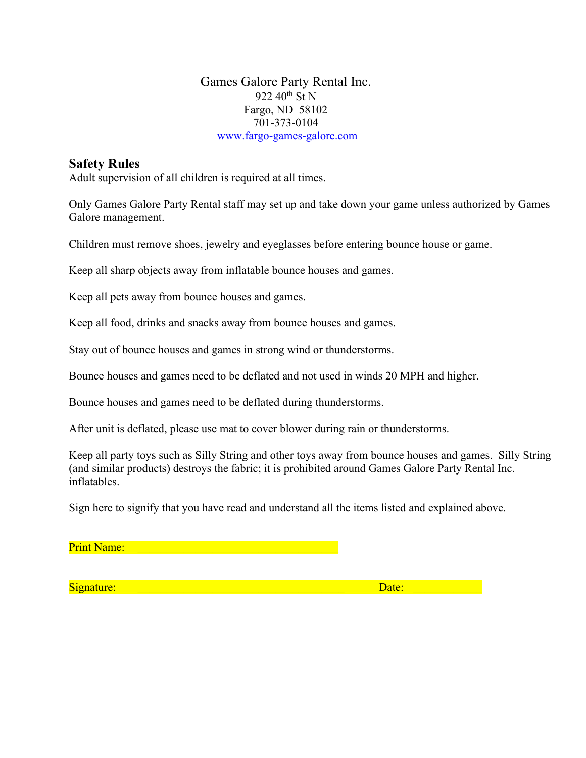Games Galore Party Rental Inc.
922 40th St N
Fargo, ND 58102
701-373-0104
www.fargo-games-galore.com

## Safety Rules

Adult supervision of all children is required at all times.

Only Games Galore Party Rental staff may set up and take down your game unless authorized by Games Galore management.

Children must remove shoes, jewelry and eyeglasses before entering bounce house or game.

Keep all sharp objects away from inflatable bounce houses and games.

Keep all pets away from bounce houses and games.

Keep all food, drinks and snacks away from bounce houses and games.

Stay out of bounce houses and games in strong wind or thunderstorms.

Bounce houses and games need to be deflated and not used in winds 20 MPH and higher.

Bounce houses and games need to be deflated during thunderstorms.

After unit is deflated, please use mat to cover blower during rain or thunderstorms.

Keep all party toys such as Silly String and other toys away from bounce houses and games. Silly String (and similar products) destroys the fabric; it is prohibited around Games Galore Party Rental Inc. inflatables.

Sign here to signify that you have read and understand all the items listed and explained above.

Print Name: ___________________________________

Signature: ___________________________________ Date: ____________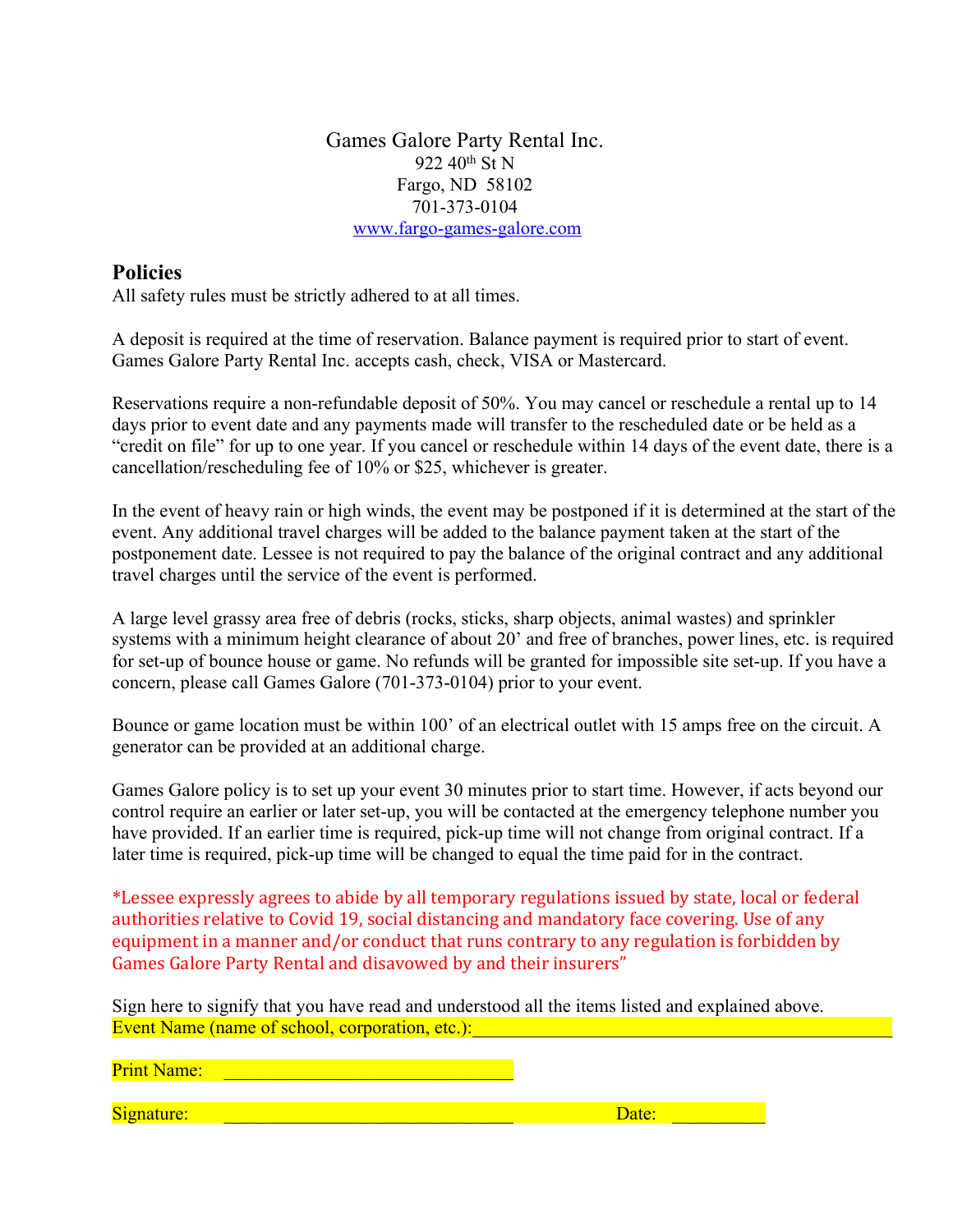Games Galore Party Rental Inc.
922 40th St N
Fargo, ND 58102
701-373-0104
www.fargo-games-galore.com

## Policies

All safety rules must be strictly adhered to at all times.

A deposit is required at the time of reservation. Balance payment is required prior to start of event. Games Galore Party Rental Inc. accepts cash, check, VISA or Mastercard.

Reservations require a non-refundable deposit of 50%. You may cancel or reschedule a rental up to 14 days prior to event date and any payments made will transfer to the rescheduled date or be held as a "credit on file" for up to one year. If you cancel or reschedule within 14 days of the event date, there is a cancellation/rescheduling fee of 10% or $25, whichever is greater.

In the event of heavy rain or high winds, the event may be postponed if it is determined at the start of the event. Any additional travel charges will be added to the balance payment taken at the start of the postponement date. Lessee is not required to pay the balance of the original contract and any additional travel charges until the service of the event is performed.

A large level grassy area free of debris (rocks, sticks, sharp objects, animal wastes) and sprinkler systems with a minimum height clearance of about 20' and free of branches, power lines, etc. is required for set-up of bounce house or game. No refunds will be granted for impossible site set-up. If you have a concern, please call Games Galore (701-373-0104) prior to your event.

Bounce or game location must be within 100' of an electrical outlet with 15 amps free on the circuit. A generator can be provided at an additional charge.

Games Galore policy is to set up your event 30 minutes prior to start time. However, if acts beyond our control require an earlier or later set-up, you will be contacted at the emergency telephone number you have provided. If an earlier time is required, pick-up time will not change from original contract. If a later time is required, pick-up time will be changed to equal the time paid for in the contract.

*Lessee expressly agrees to abide by all temporary regulations issued by state, local or federal authorities relative to Covid 19, social distancing and mandatory face covering. Use of any equipment in a manner and/or conduct that runs contrary to any regulation is forbidden by Games Galore Party Rental and disavowed by and their insurers"

Sign here to signify that you have read and understood all the items listed and explained above.

Event Name (name of school, corporation, etc.):_______________________________________________

Print Name: ________________________________

Signature: ________________________________ Date: __________